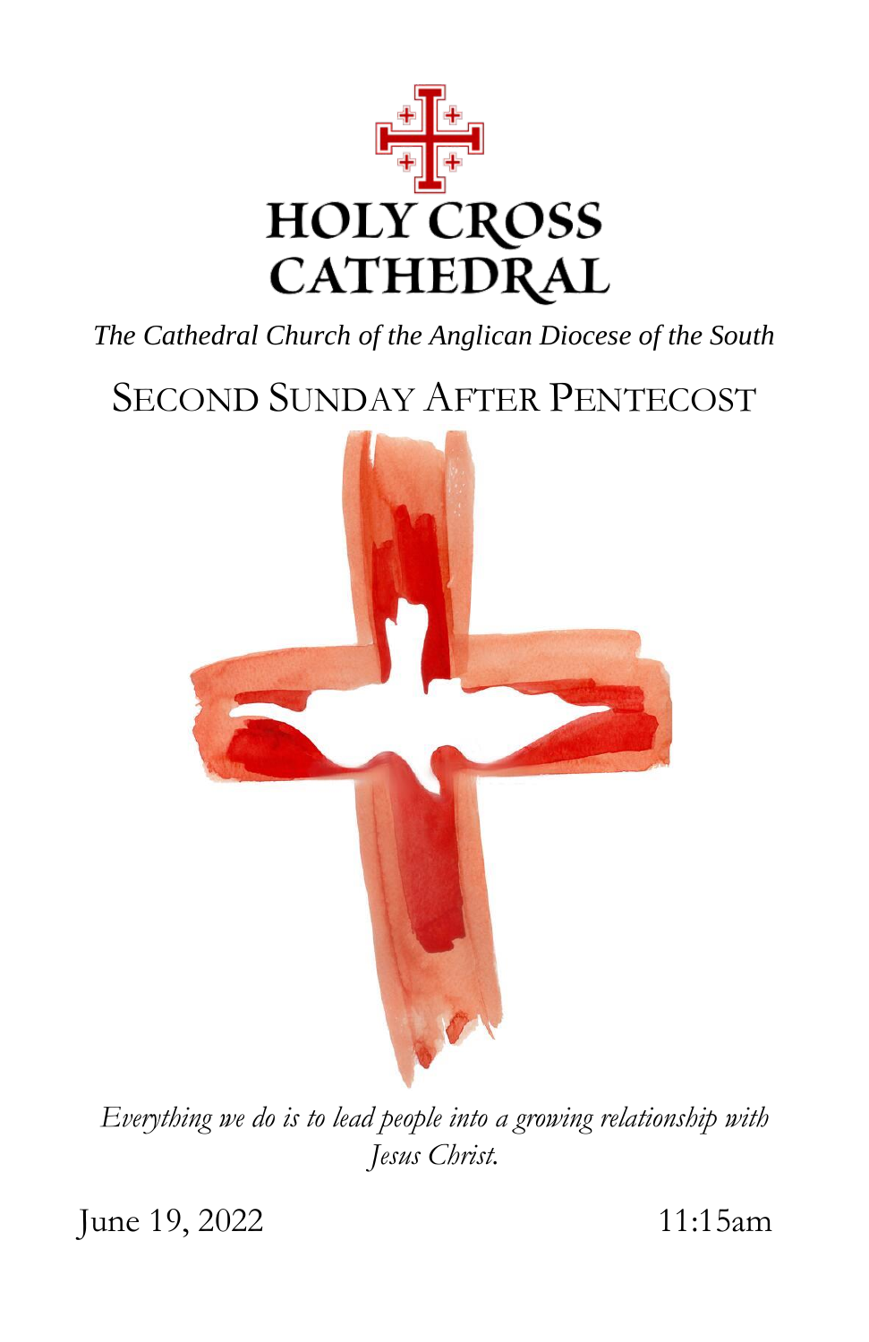# HOLY CROSS CATHEDRAL

*The Cathedral Church of the Anglican Diocese of the South*

## SECOND SUNDAY AFTER PENTECOST

*Everything we do is to lead people into a growing relationship with Jesus Christ.*

June 19, 2022 11:15am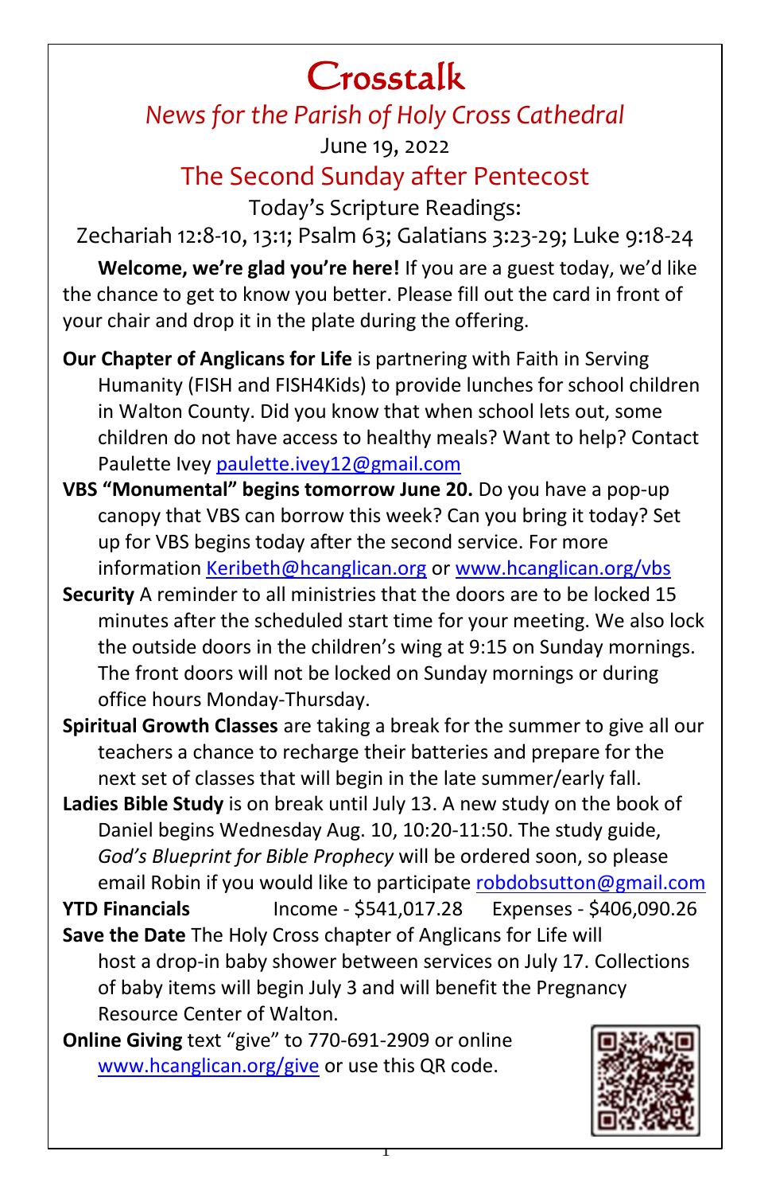# Crosstalk

## *News for the Parish of Holy Cross Cathedral*

June 19, 2022

## The Second Sunday after Pentecost

Today's Scripture Readings:

Zechariah 12:8-10, 13:1; Psalm 63; Galatians 3:23-29; Luke 9:18-24

**Welcome, we're glad you're here!** If you are a guest today, we'd like the chance to get to know you better. Please fill out the card in front of your chair and drop it in the plate during the offering.

**Our Chapter of Anglicans for Life** is partnering with Faith in Serving Humanity (FISH and FISH4Kids) to provide lunches for school children in Walton County. Did you know that when school lets out, some children do not have access to healthy meals? Want to help? Contact Paulette Ivey paulette.ivey12@gmail.com

**VBS "Monumental" begins tomorrow June 20.** Do you have a pop-up canopy that VBS can borrow this week? Can you bring it today? Set up for VBS begins today after the second service. For more information Keribeth@hcanglican.org or www.hcanglican.org/vbs

**Security** A reminder to all ministries that the doors are to be locked 15 minutes after the scheduled start time for your meeting. We also lock the outside doors in the children's wing at 9:15 on Sunday mornings. The front doors will not be locked on Sunday mornings or during office hours Monday-Thursday.

**Spiritual Growth Classes** are taking a break for the summer to give all our teachers a chance to recharge their batteries and prepare for the next set of classes that will begin in the late summer/early fall.

**Ladies Bible Study** is on break until July 13. A new study on the book of Daniel begins Wednesday Aug. 10, 10:20-11:50. The study guide, *God's Blueprint for Bible Prophecy* will be ordered soon, so please email Robin if you would like to participate robdobsutton@gmail.com

**YTD Financials** Income - $541,017.28 Expenses - $406,090.26

**Save the Date** The Holy Cross chapter of Anglicans for Life will host a drop-in baby shower between services on July 17. Collections of baby items will begin July 3 and will benefit the Pregnancy Resource Center of Walton.

**Online Giving** text "give" to 770-691-2909 or online www.hcanglican.org/give or use this QR code.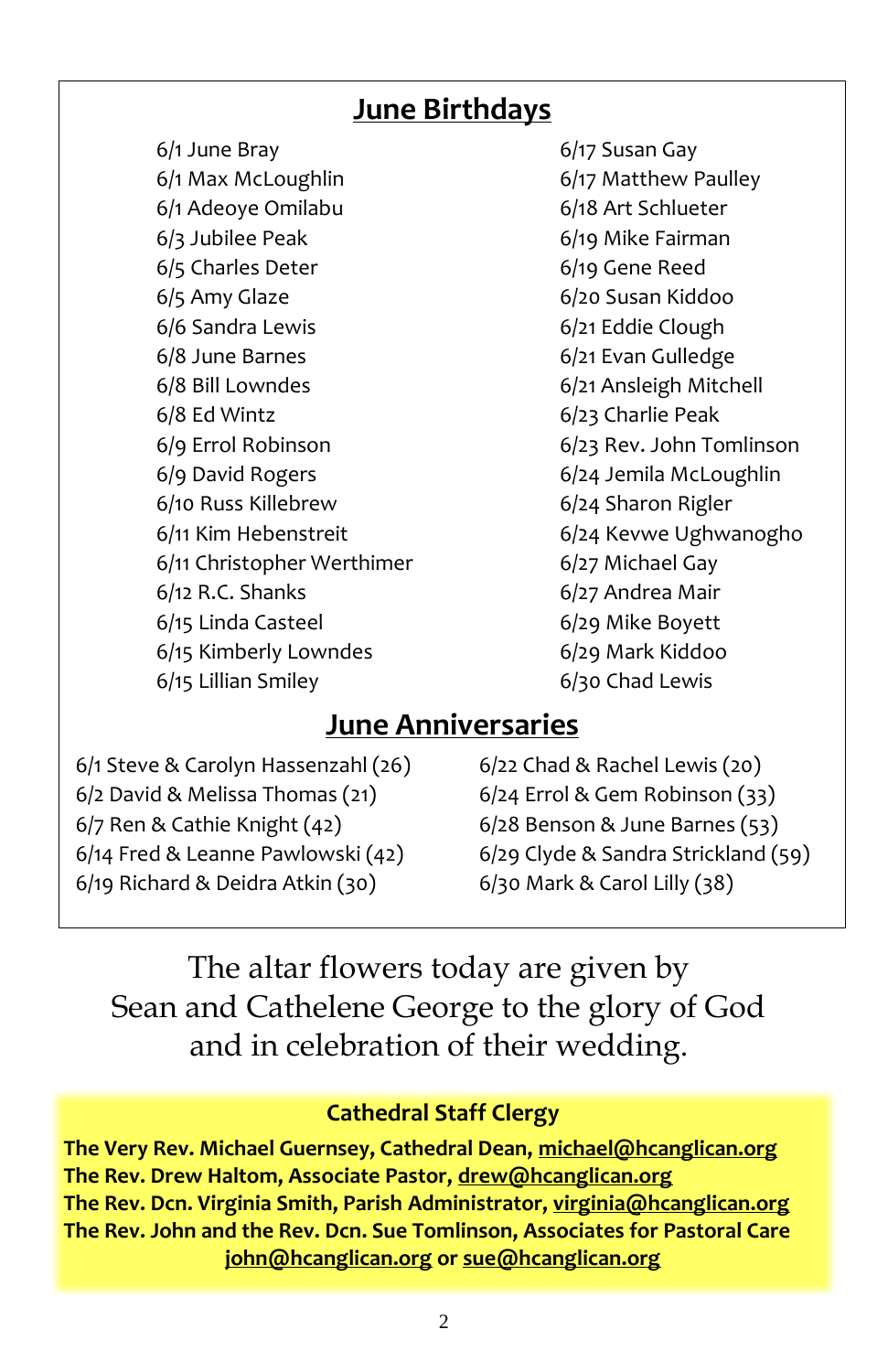## June Birthdays

6/1 June Bray
6/1 Max McLoughlin
6/1 Adeoye Omilabu
6/3 Jubilee Peak
6/5 Charles Deter
6/5 Amy Glaze
6/6 Sandra Lewis
6/8 June Barnes
6/8 Bill Lowndes
6/8 Ed Wintz
6/9 Errol Robinson
6/9 David Rogers
6/10 Russ Killebrew
6/11 Kim Hebenstreit
6/11 Christopher Werthimer
6/12 R.C. Shanks
6/15 Linda Casteel
6/15 Kimberly Lowndes
6/15 Lillian Smiley
6/17 Susan Gay
6/17 Matthew Paulley
6/18 Art Schlueter
6/19 Mike Fairman
6/19 Gene Reed
6/20 Susan Kiddoo
6/21 Eddie Clough
6/21 Evan Gulledge
6/21 Ansleigh Mitchell
6/23 Charlie Peak
6/23 Rev. John Tomlinson
6/24 Jemila McLoughlin
6/24 Sharon Rigler
6/24 Kevwe Ughwanogho
6/27 Michael Gay
6/27 Andrea Mair
6/29 Mike Boyett
6/29 Mark Kiddoo
6/30 Chad Lewis

## June Anniversaries

6/1 Steve & Carolyn Hassenzahl (26)
6/2 David & Melissa Thomas (21)
6/7 Ren & Cathie Knight (42)
6/14 Fred & Leanne Pawlowski (42)
6/19 Richard & Deidra Atkin (30)
6/22 Chad & Rachel Lewis (20)
6/24 Errol & Gem Robinson (33)
6/28 Benson & June Barnes (53)
6/29 Clyde & Sandra Strickland (59)
6/30 Mark & Carol Lilly (38)

The altar flowers today are given by
Sean and Cathelene George to the glory of God
and in celebration of their wedding.

**Cathedral Staff Clergy**

**The Very Rev. Michael Guernsey, Cathedral Dean, michael@hcanglican.org**
**The Rev. Drew Haltom, Associate Pastor, drew@hcanglican.org**
**The Rev. Dcn. Virginia Smith, Parish Administrator, virginia@hcanglican.org**
**The Rev. John and the Rev. Dcn. Sue Tomlinson, Associates for Pastoral Care**
**john@hcanglican.org or sue@hcanglican.org**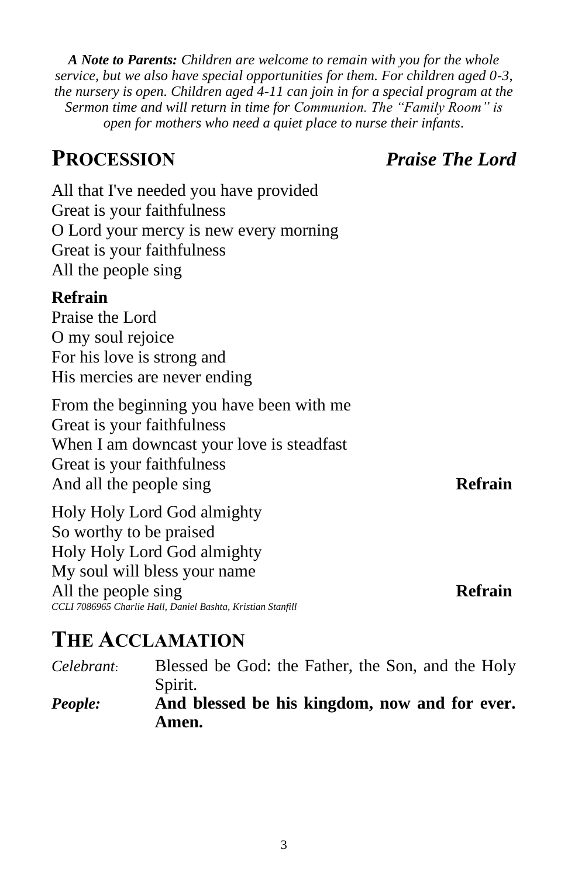***A Note to Parents:*** *Children are welcome to remain with you for the whole service, but we also have special opportunities for them. For children aged 0-3, the nursery is open. Children aged 4-11 can join in for a special program at the Sermon time and will return in time for Communion. The "Family Room" is open for mothers who need a quiet place to nurse their infants.*

## PROCESSION *Praise The Lord*

All that I've needed you have provided
Great is your faithfulness
O Lord your mercy is new every morning
Great is your faithfulness
All the people sing

**Refrain**
Praise the Lord
O my soul rejoice
For his love is strong and
His mercies are never ending

From the beginning you have been with me
Great is your faithfulness
When I am downcast your love is steadfast
Great is your faithfulness
And all the people sing **Refrain**

Holy Holy Lord God almighty
So worthy to be praised
Holy Holy Lord God almighty
My soul will bless your name
All the people sing **Refrain**

*CCLI 7086965 Charlie Hall, Daniel Bashta, Kristian Stanfill*

## THE ACCLAMATION

*Celebrant:* Blessed be God: the Father, the Son, and the Holy Spirit.

***People:*** **And blessed be his kingdom, now and for ever. Amen.**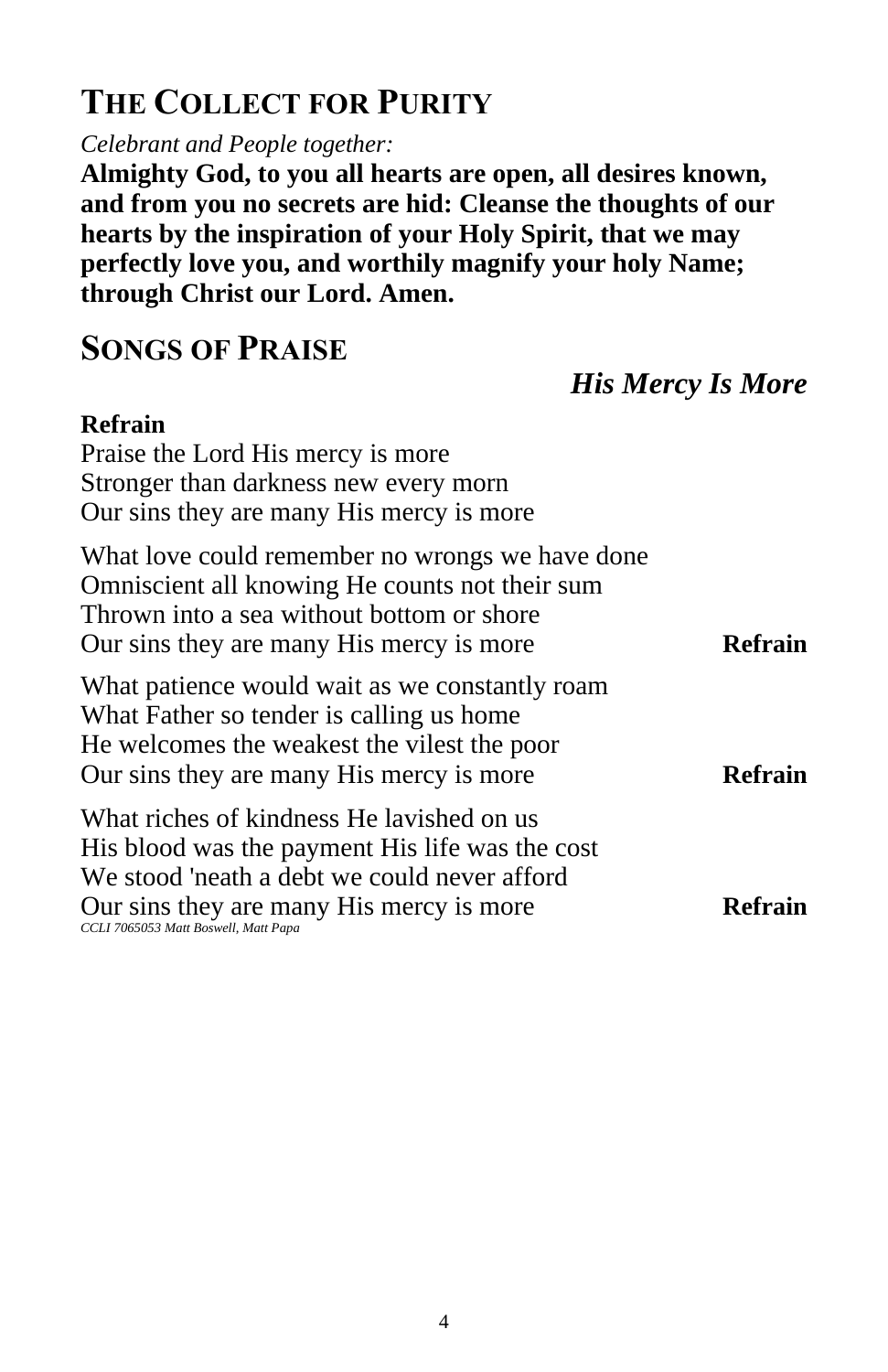## The Collect for Purity

*Celebrant and People together:*

**Almighty God, to you all hearts are open, all desires known, and from you no secrets are hid: Cleanse the thoughts of our hearts by the inspiration of your Holy Spirit, that we may perfectly love you, and worthily magnify your holy Name; through Christ our Lord. Amen.**

## Songs of Praise

***His Mercy Is More***

**Refrain**
Praise the Lord His mercy is more
Stronger than darkness new every morn
Our sins they are many His mercy is more

What love could remember no wrongs we have done
Omniscient all knowing He counts not their sum
Thrown into a sea without bottom or shore
Our sins they are many His mercy is more **Refrain**

What patience would wait as we constantly roam
What Father so tender is calling us home
He welcomes the weakest the vilest the poor
Our sins they are many His mercy is more **Refrain**

What riches of kindness He lavished on us
His blood was the payment His life was the cost
We stood 'neath a debt we could never afford
Our sins they are many His mercy is more **Refrain**

*CCLI 7065053 Matt Boswell, Matt Papa*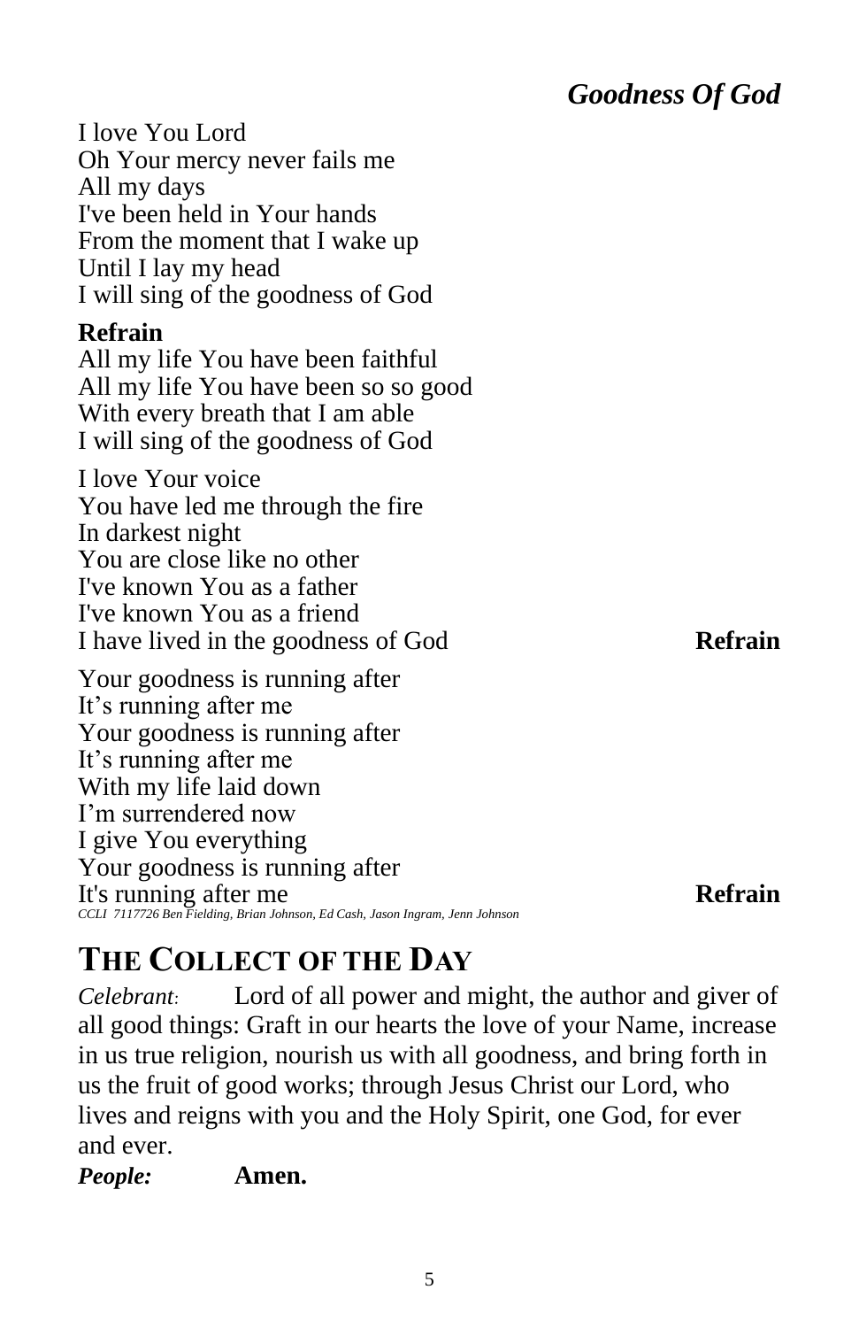## *Goodness Of God*

I love You Lord  
Oh Your mercy never fails me  
All my days  
I've been held in Your hands  
From the moment that I wake up  
Until I lay my head  
I will sing of the goodness of God

**Refrain**  
All my life You have been faithful  
All my life You have been so so good  
With every breath that I am able  
I will sing of the goodness of God

I love Your voice  
You have led me through the fire  
In darkest night  
You are close like no other  
I've known You as a father  
I've known You as a friend  
I have lived in the goodness of God **Refrain**

Your goodness is running after  
It's running after me  
Your goodness is running after  
It's running after me  
With my life laid down  
I'm surrendered now  
I give You everything  
Your goodness is running after  
It's running after me **Refrain**

*CCLI 7117726 Ben Fielding, Brian Johnson, Ed Cash, Jason Ingram, Jenn Johnson*

# THE COLLECT OF THE DAY

*Celebrant*: Lord of all power and might, the author and giver of all good things: Graft in our hearts the love of your Name, increase in us true religion, nourish us with all goodness, and bring forth in us the fruit of good works; through Jesus Christ our Lord, who lives and reigns with you and the Holy Spirit, one God, for ever and ever.

***People:*** **Amen.**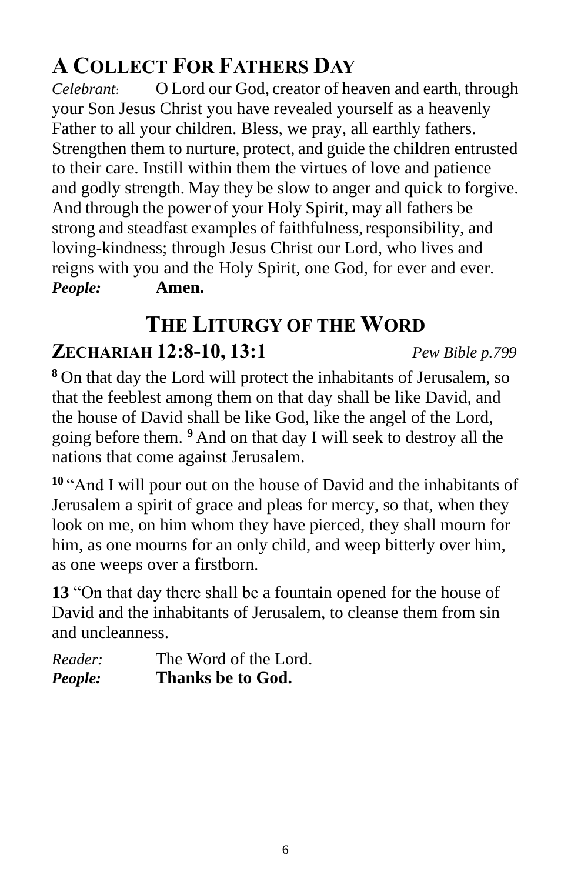# A Collect For Fathers Day

*Celebrant*: O Lord our God, creator of heaven and earth, through your Son Jesus Christ you have revealed yourself as a heavenly Father to all your children. Bless, we pray, all earthly fathers. Strengthen them to nurture, protect, and guide the children entrusted to their care. Instill within them the virtues of love and patience and godly strength. May they be slow to anger and quick to forgive. And through the power of your Holy Spirit, may all fathers be strong and steadfast examples of faithfulness, responsibility, and loving-kindness; through Jesus Christ our Lord, who lives and reigns with you and the Holy Spirit, one God, for ever and ever.
***People:*** **Amen.**

# The Liturgy of the Word

## Zechariah 12:8-10, 13:1 *Pew Bible p.799*

**8** On that day the Lord will protect the inhabitants of Jerusalem, so that the feeblest among them on that day shall be like David, and the house of David shall be like God, like the angel of the Lord, going before them. **9** And on that day I will seek to destroy all the nations that come against Jerusalem.

**10** "And I will pour out on the house of David and the inhabitants of Jerusalem a spirit of grace and pleas for mercy, so that, when they look on me, on him whom they have pierced, they shall mourn for him, as one mourns for an only child, and weep bitterly over him, as one weeps over a firstborn.

**13** "On that day there shall be a fountain opened for the house of David and the inhabitants of Jerusalem, to cleanse them from sin and uncleanness.

*Reader:* The Word of the Lord.
***People:*** **Thanks be to God.**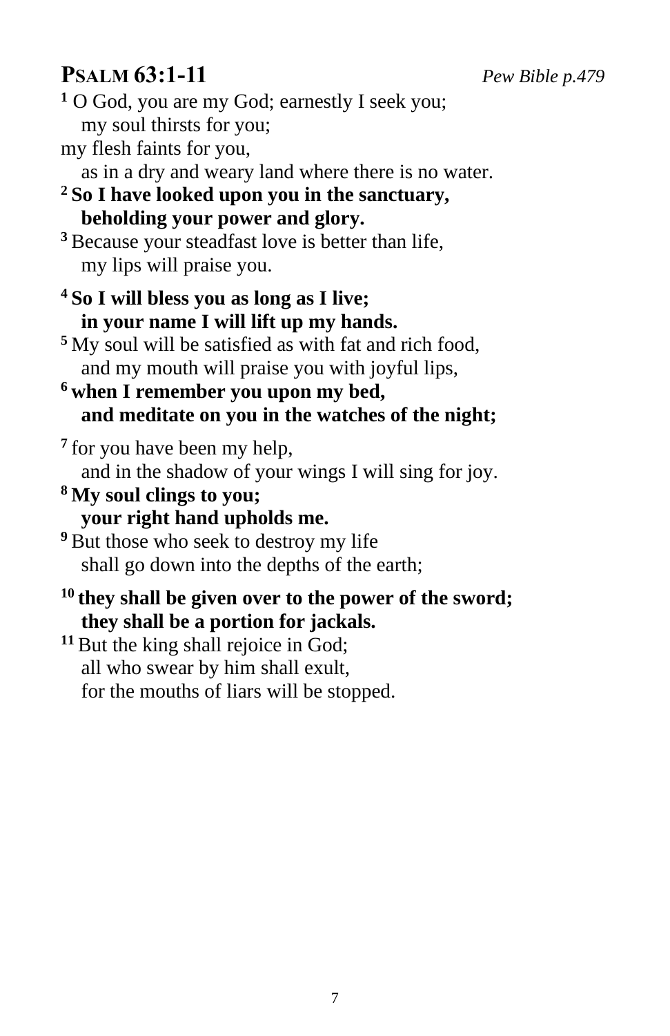## PSALM 63:1-11 *Pew Bible p.479*

[1] O God, you are my God; earnestly I seek you;
  my soul thirsts for you;
my flesh faints for you,
  as in a dry and weary land where there is no water.
**[2] So I have looked upon you in the sanctuary,**
  **beholding your power and glory.**
[3] Because your steadfast love is better than life,
  my lips will praise you.

**[4] So I will bless you as long as I live;**
  **in your name I will lift up my hands.**
[5] My soul will be satisfied as with fat and rich food,
  and my mouth will praise you with joyful lips,
**[6] when I remember you upon my bed,**
  **and meditate on you in the watches of the night;**

[7] for you have been my help,
  and in the shadow of your wings I will sing for joy.
**[8] My soul clings to you;**
  **your right hand upholds me.**
[9] But those who seek to destroy my life
  shall go down into the depths of the earth;

**[10] they shall be given over to the power of the sword;**
  **they shall be a portion for jackals.**
[11] But the king shall rejoice in God;
  all who swear by him shall exult,
  for the mouths of liars will be stopped.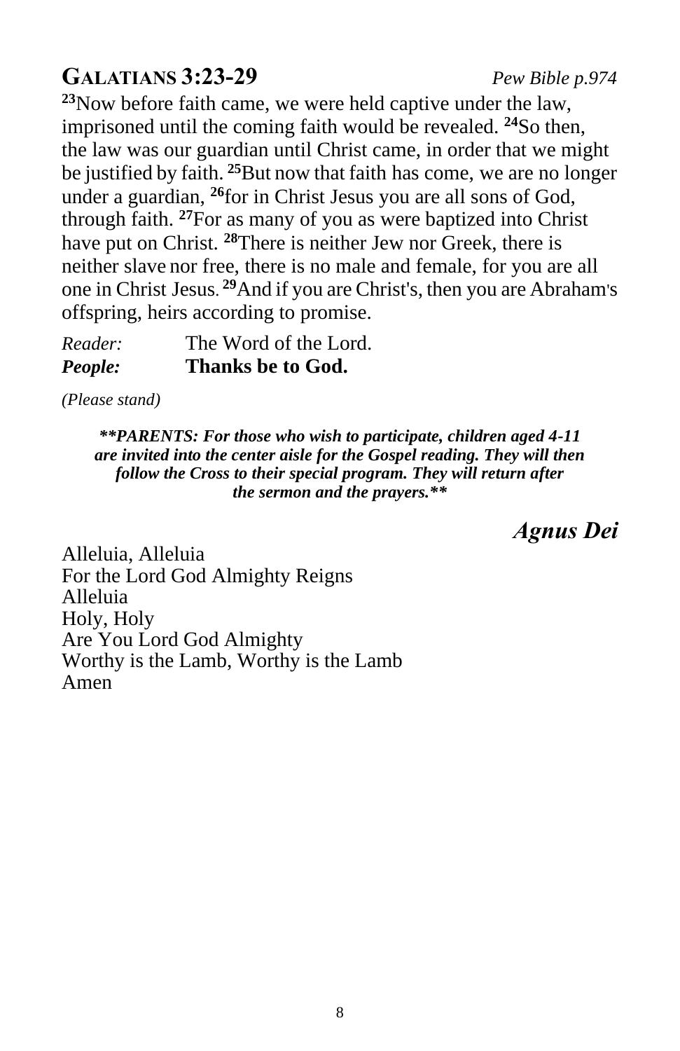## GALATIANS 3:23-29

*Pew Bible p.974*

[23]Now before faith came, we were held captive under the law, imprisoned until the coming faith would be revealed. [24]So then, the law was our guardian until Christ came, in order that we might be justified by faith. [25]But now that faith has come, we are no longer under a guardian, [26]for in Christ Jesus you are all sons of God, through faith. [27]For as many of you as were baptized into Christ have put on Christ. [28]There is neither Jew nor Greek, there is neither slave nor free, there is no male and female, for you are all one in Christ Jesus. [29]And if you are Christ's, then you are Abraham's offspring, heirs according to promise.

*Reader:* The Word of the Lord.
***People:*** **Thanks be to God.**

*(Please stand)*

***\*\*PARENTS: For those who wish to participate, children aged 4-11 are invited into the center aisle for the Gospel reading. They will then follow the Cross to their special program. They will return after the sermon and the prayers.\*\****

### *Agnus Dei*

Alleluia, Alleluia
For the Lord God Almighty Reigns
Alleluia
Holy, Holy
Are You Lord God Almighty
Worthy is the Lamb, Worthy is the Lamb
Amen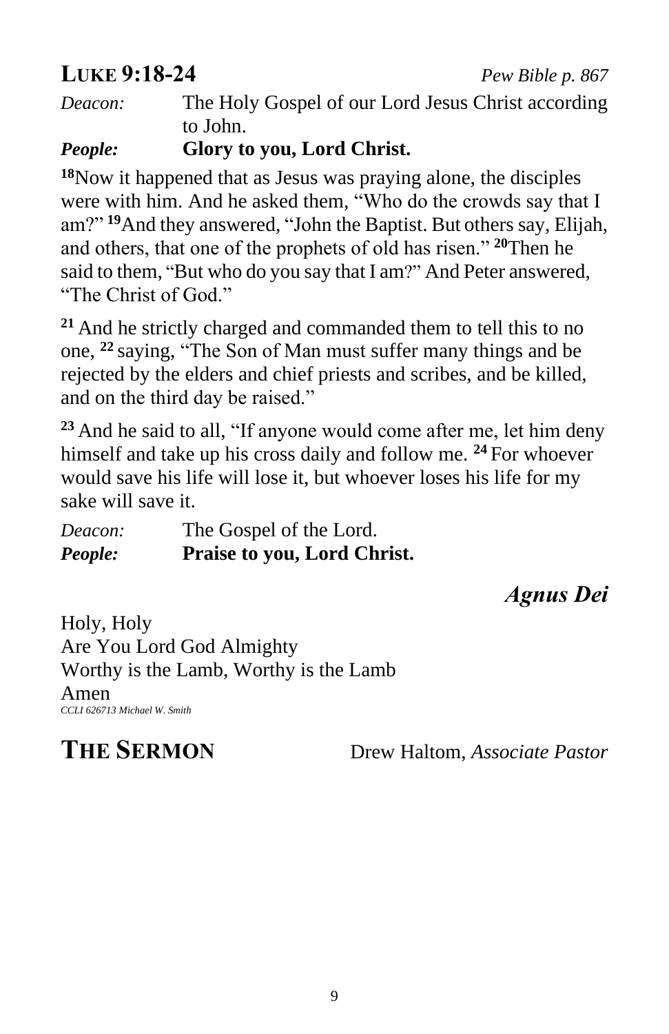## LUKE 9:18-24 *Pew Bible p. 867*

*Deacon:* The Holy Gospel of our Lord Jesus Christ according to John.

***People:*** **Glory to you, Lord Christ.**

**18**Now it happened that as Jesus was praying alone, the disciples were with him. And he asked them, "Who do the crowds say that I am?" **19**And they answered, "John the Baptist. But others say, Elijah, and others, that one of the prophets of old has risen." **20**Then he said to them, "But who do you say that I am?" And Peter answered, "The Christ of God."

**21** And he strictly charged and commanded them to tell this to no one, **22** saying, "The Son of Man must suffer many things and be rejected by the elders and chief priests and scribes, and be killed, and on the third day be raised."

**23** And he said to all, "If anyone would come after me, let him deny himself and take up his cross daily and follow me. **24** For whoever would save his life will lose it, but whoever loses his life for my sake will save it.

*Deacon:* The Gospel of the Lord.

***People:*** **Praise to you, Lord Christ.**

### *Agnus Dei*

Holy, Holy
Are You Lord God Almighty
Worthy is the Lamb, Worthy is the Lamb
Amen
*CCLI 626713 Michael W. Smith*

## THE SERMON Drew Haltom, *Associate Pastor*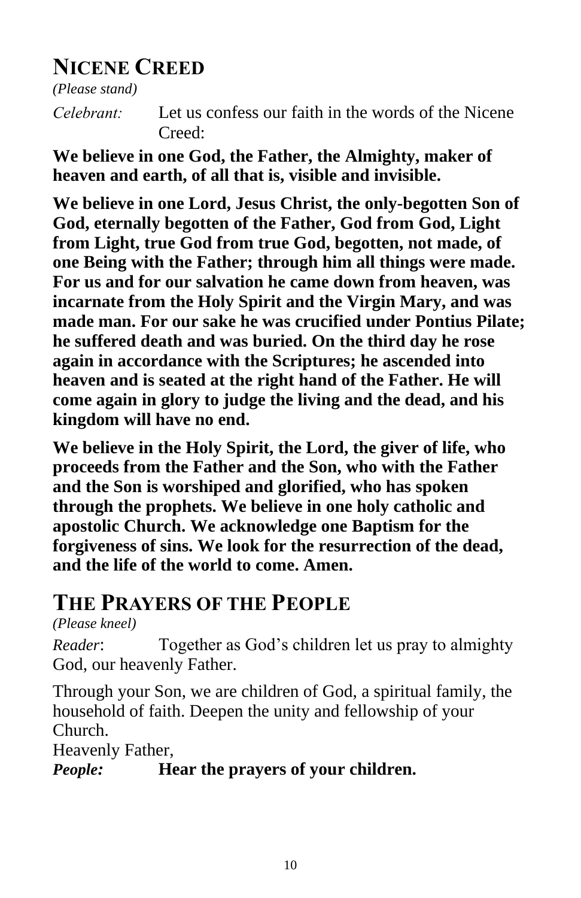## Nicene Creed

*(Please stand)*

*Celebrant:* Let us confess our faith in the words of the Nicene Creed:

**We believe in one God, the Father, the Almighty, maker of heaven and earth, of all that is, visible and invisible.**

**We believe in one Lord, Jesus Christ, the only-begotten Son of God, eternally begotten of the Father, God from God, Light from Light, true God from true God, begotten, not made, of one Being with the Father; through him all things were made. For us and for our salvation he came down from heaven, was incarnate from the Holy Spirit and the Virgin Mary, and was made man. For our sake he was crucified under Pontius Pilate; he suffered death and was buried. On the third day he rose again in accordance with the Scriptures; he ascended into heaven and is seated at the right hand of the Father. He will come again in glory to judge the living and the dead, and his kingdom will have no end.**

**We believe in the Holy Spirit, the Lord, the giver of life, who proceeds from the Father and the Son, who with the Father and the Son is worshiped and glorified, who has spoken through the prophets. We believe in one holy catholic and apostolic Church. We acknowledge one Baptism for the forgiveness of sins. We look for the resurrection of the dead, and the life of the world to come. Amen.**

## The Prayers of the People

*(Please kneel)*

*Reader*: Together as God's children let us pray to almighty God, our heavenly Father.

Through your Son, we are children of God, a spiritual family, the household of faith. Deepen the unity and fellowship of your Church.

Heavenly Father,

***People:*** **Hear the prayers of your children.**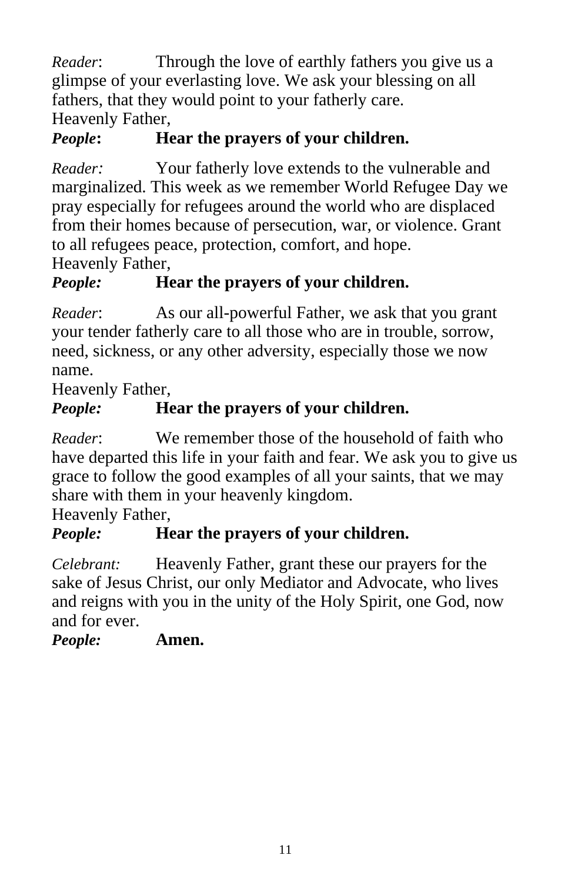*Reader*: Through the love of earthly fathers you give us a glimpse of your everlasting love. We ask your blessing on all fathers, that they would point to your fatherly care.
Heavenly Father,
***People*: Hear the prayers of your children.**

*Reader:* Your fatherly love extends to the vulnerable and marginalized. This week as we remember World Refugee Day we pray especially for refugees around the world who are displaced from their homes because of persecution, war, or violence. Grant to all refugees peace, protection, comfort, and hope.
Heavenly Father,
***People:* Hear the prayers of your children.**

*Reader*: As our all-powerful Father, we ask that you grant your tender fatherly care to all those who are in trouble, sorrow, need, sickness, or any other adversity, especially those we now name.
Heavenly Father,
***People:* Hear the prayers of your children.**

*Reader*: We remember those of the household of faith who have departed this life in your faith and fear. We ask you to give us grace to follow the good examples of all your saints, that we may share with them in your heavenly kingdom.
Heavenly Father,
***People:* Hear the prayers of your children.**

*Celebrant:* Heavenly Father, grant these our prayers for the sake of Jesus Christ, our only Mediator and Advocate, who lives and reigns with you in the unity of the Holy Spirit, one God, now and for ever.
***People:* Amen.**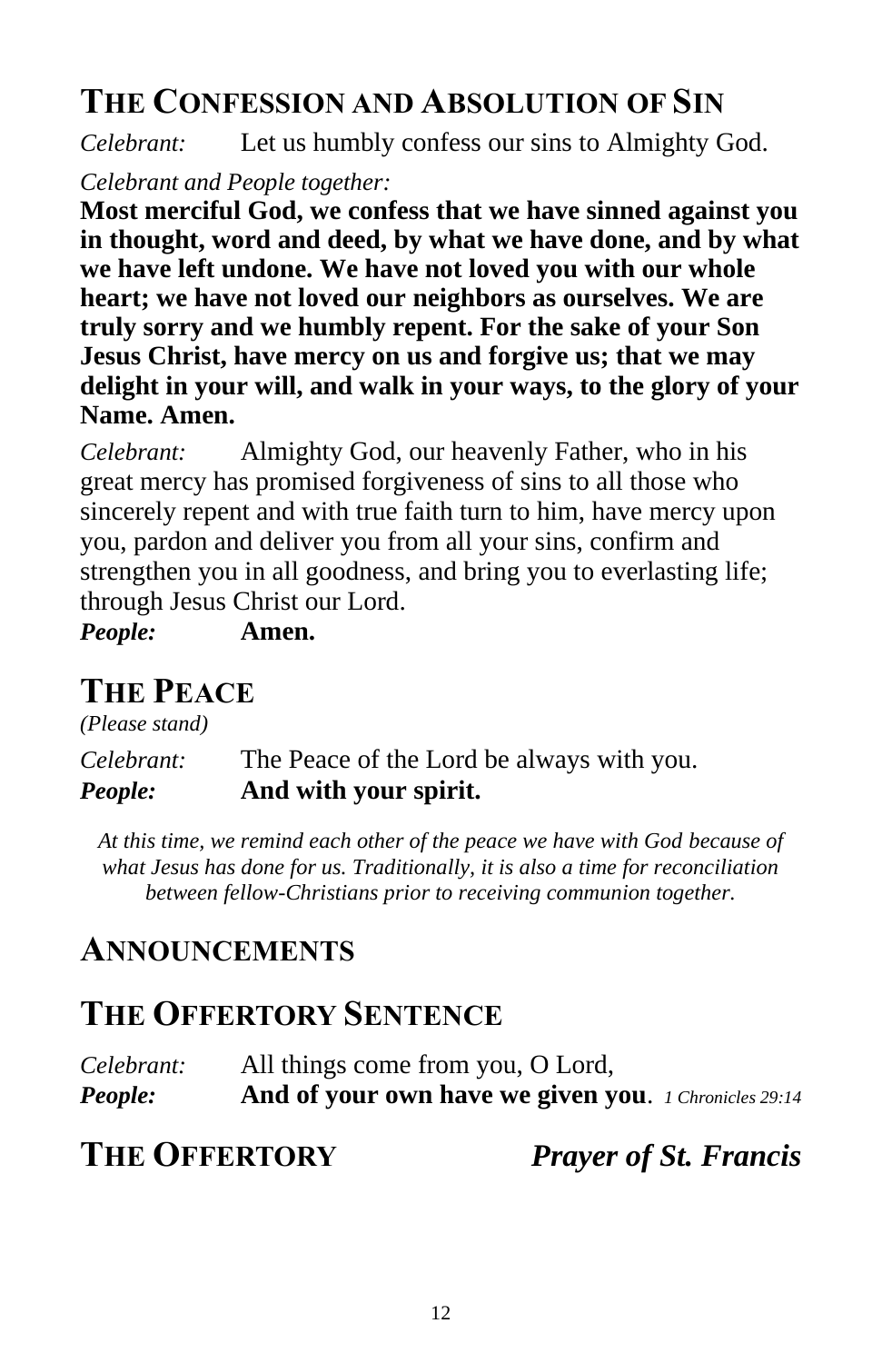# THE CONFESSION AND ABSOLUTION OF SIN

*Celebrant:* Let us humbly confess our sins to Almighty God.

*Celebrant and People together:*

**Most merciful God, we confess that we have sinned against you in thought, word and deed, by what we have done, and by what we have left undone. We have not loved you with our whole heart; we have not loved our neighbors as ourselves. We are truly sorry and we humbly repent. For the sake of your Son Jesus Christ, have mercy on us and forgive us; that we may delight in your will, and walk in your ways, to the glory of your Name. Amen.**

*Celebrant:* Almighty God, our heavenly Father, who in his great mercy has promised forgiveness of sins to all those who sincerely repent and with true faith turn to him, have mercy upon you, pardon and deliver you from all your sins, confirm and strengthen you in all goodness, and bring you to everlasting life; through Jesus Christ our Lord.

***People:*** **Amen.**

# THE PEACE

*(Please stand)*

*Celebrant:* The Peace of the Lord be always with you.

***People:*** **And with your spirit.**

*At this time, we remind each other of the peace we have with God because of what Jesus has done for us. Traditionally, it is also a time for reconciliation between fellow-Christians prior to receiving communion together.*

# ANNOUNCEMENTS

# THE OFFERTORY SENTENCE

*Celebrant:* All things come from you, O Lord,

***People:*** **And of your own have we given you**. *1 Chronicles 29:14*

# THE OFFERTORY *Prayer of St. Francis*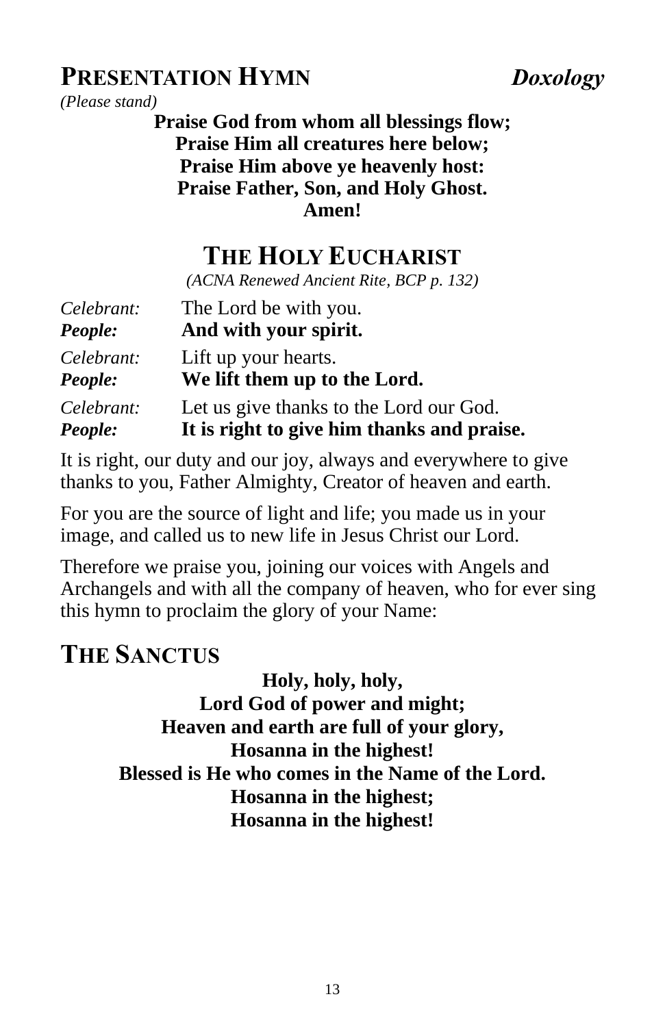## PRESENTATION HYMN *Doxology*

*(Please stand)*

**Praise God from whom all blessings flow;**
**Praise Him all creatures here below;**
**Praise Him above ye heavenly host:**
**Praise Father, Son, and Holy Ghost.**
**Amen!**

# THE HOLY EUCHARIST

*(ACNA Renewed Ancient Rite, BCP p. 132)*

*Celebrant:* The Lord be with you.
***People:*** **And with your spirit.**

*Celebrant:* Lift up your hearts.
***People:*** **We lift them up to the Lord.**

*Celebrant:* Let us give thanks to the Lord our God.
***People:*** **It is right to give him thanks and praise.**

It is right, our duty and our joy, always and everywhere to give thanks to you, Father Almighty, Creator of heaven and earth.

For you are the source of light and life; you made us in your image, and called us to new life in Jesus Christ our Lord.

Therefore we praise you, joining our voices with Angels and Archangels and with all the company of heaven, who for ever sing this hymn to proclaim the glory of your Name:

## THE SANCTUS

**Holy, holy, holy,**
**Lord God of power and might;**
**Heaven and earth are full of your glory,**
**Hosanna in the highest!**
**Blessed is He who comes in the Name of the Lord.**
**Hosanna in the highest;**
**Hosanna in the highest!**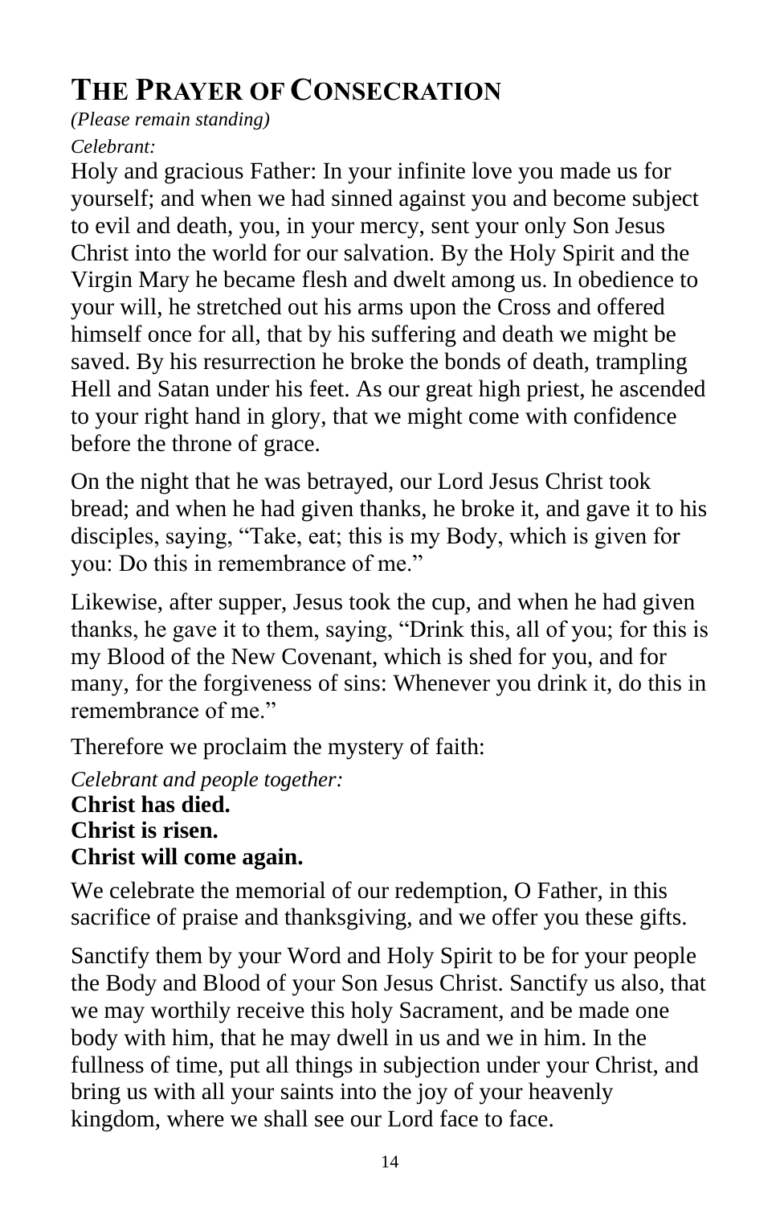# The Prayer of Consecration

*(Please remain standing)*

*Celebrant:*

Holy and gracious Father: In your infinite love you made us for yourself; and when we had sinned against you and become subject to evil and death, you, in your mercy, sent your only Son Jesus Christ into the world for our salvation. By the Holy Spirit and the Virgin Mary he became flesh and dwelt among us. In obedience to your will, he stretched out his arms upon the Cross and offered himself once for all, that by his suffering and death we might be saved. By his resurrection he broke the bonds of death, trampling Hell and Satan under his feet. As our great high priest, he ascended to your right hand in glory, that we might come with confidence before the throne of grace.

On the night that he was betrayed, our Lord Jesus Christ took bread; and when he had given thanks, he broke it, and gave it to his disciples, saying, "Take, eat; this is my Body, which is given for you: Do this in remembrance of me."

Likewise, after supper, Jesus took the cup, and when he had given thanks, he gave it to them, saying, "Drink this, all of you; for this is my Blood of the New Covenant, which is shed for you, and for many, for the forgiveness of sins: Whenever you drink it, do this in remembrance of me."

Therefore we proclaim the mystery of faith:

*Celebrant and people together:*

**Christ has died.**
**Christ is risen.**
**Christ will come again.**

We celebrate the memorial of our redemption, O Father, in this sacrifice of praise and thanksgiving, and we offer you these gifts.

Sanctify them by your Word and Holy Spirit to be for your people the Body and Blood of your Son Jesus Christ. Sanctify us also, that we may worthily receive this holy Sacrament, and be made one body with him, that he may dwell in us and we in him. In the fullness of time, put all things in subjection under your Christ, and bring us with all your saints into the joy of your heavenly kingdom, where we shall see our Lord face to face.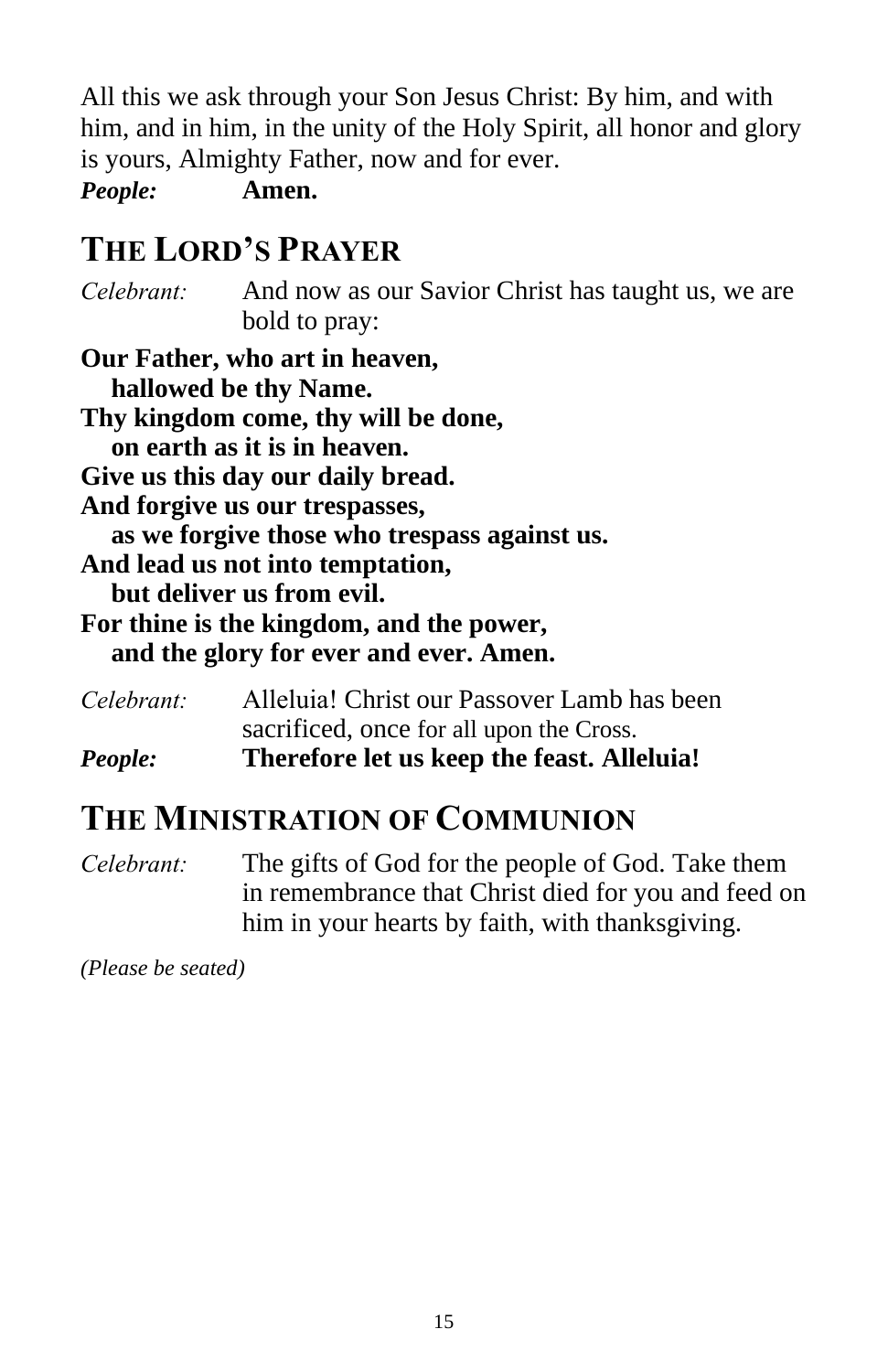All this we ask through your Son Jesus Christ: By him, and with him, and in him, in the unity of the Holy Spirit, all honor and glory is yours, Almighty Father, now and for ever.

***People:*** **Amen.**

## THE LORD'S PRAYER

*Celebrant:* And now as our Savior Christ has taught us, we are bold to pray:

**Our Father, who art in heaven,**
**hallowed be thy Name.**
**Thy kingdom come, thy will be done,**
**on earth as it is in heaven.**
**Give us this day our daily bread.**
**And forgive us our trespasses,**
**as we forgive those who trespass against us.**
**And lead us not into temptation,**
**but deliver us from evil.**
**For thine is the kingdom, and the power,**
**and the glory for ever and ever. Amen.**

*Celebrant:* Alleluia! Christ our Passover Lamb has been sacrificed, once for all upon the Cross.

***People:*** **Therefore let us keep the feast. Alleluia!**

## THE MINISTRATION OF COMMUNION

*Celebrant:* The gifts of God for the people of God. Take them in remembrance that Christ died for you and feed on him in your hearts by faith, with thanksgiving.

*(Please be seated)*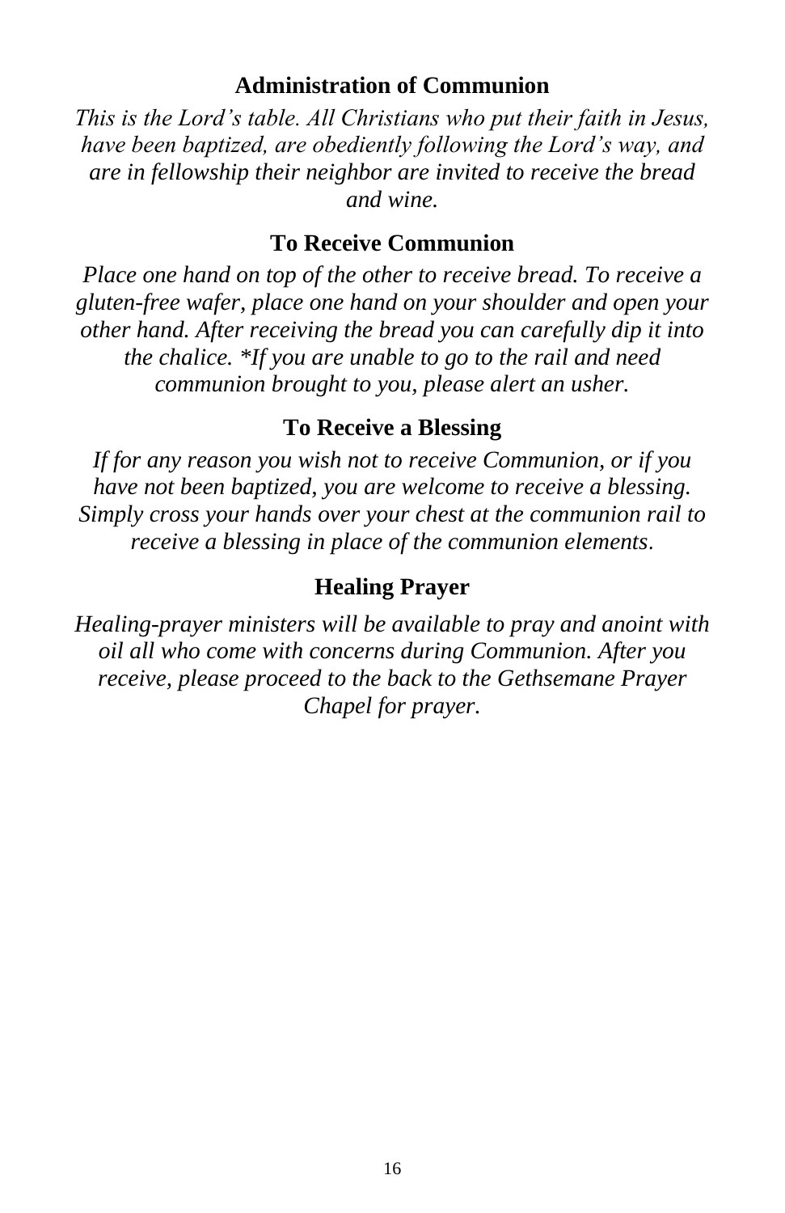## Administration of Communion

*This is the Lord’s table. All Christians who put their faith in Jesus, have been baptized, are obediently following the Lord’s way, and are in fellowship their neighbor are invited to receive the bread and wine.*

## To Receive Communion

*Place one hand on top of the other to receive bread. To receive a gluten-free wafer, place one hand on your shoulder and open your other hand. After receiving the bread you can carefully dip it into the chalice. *If you are unable to go to the rail and need communion brought to you, please alert an usher.*

## To Receive a Blessing

*If for any reason you wish not to receive Communion, or if you have not been baptized, you are welcome to receive a blessing. Simply cross your hands over your chest at the communion rail to receive a blessing in place of the communion elements.*

## Healing Prayer

*Healing-prayer ministers will be available to pray and anoint with oil all who come with concerns during Communion. After you receive, please proceed to the back to the Gethsemane Prayer Chapel for prayer.*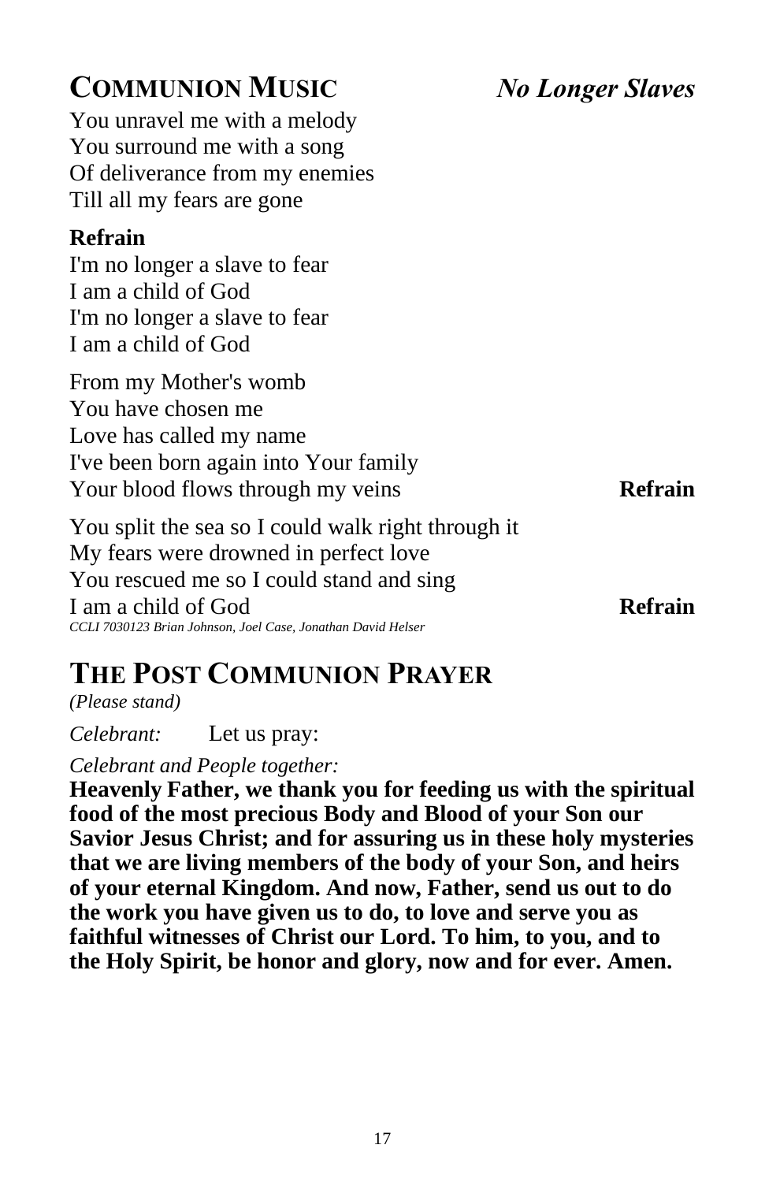## COMMUNION MUSIC *No Longer Slaves*

You unravel me with a melody
You surround me with a song
Of deliverance from my enemies
Till all my fears are gone

**Refrain**
I'm no longer a slave to fear
I am a child of God
I'm no longer a slave to fear
I am a child of God

From my Mother's womb
You have chosen me
Love has called my name
I've been born again into Your family
Your blood flows through my veins **Refrain**

You split the sea so I could walk right through it
My fears were drowned in perfect love
You rescued me so I could stand and sing
I am a child of God **Refrain**

*CCLI 7030123 Brian Johnson, Joel Case, Jonathan David Helser*

## THE POST COMMUNION PRAYER

*(Please stand)*

*Celebrant:* Let us pray:

*Celebrant and People together:*

**Heavenly Father, we thank you for feeding us with the spiritual food of the most precious Body and Blood of your Son our Savior Jesus Christ; and for assuring us in these holy mysteries that we are living members of the body of your Son, and heirs of your eternal Kingdom. And now, Father, send us out to do the work you have given us to do, to love and serve you as faithful witnesses of Christ our Lord. To him, to you, and to the Holy Spirit, be honor and glory, now and for ever. Amen.**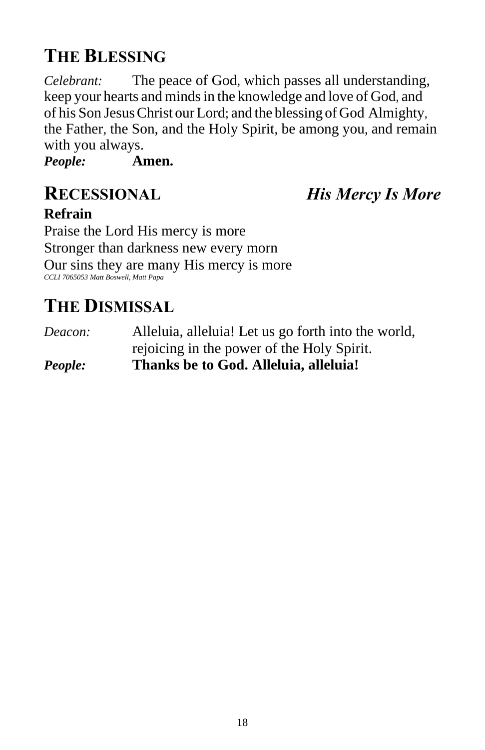## The Blessing

*Celebrant:* The peace of God, which passes all understanding, keep your hearts and minds in the knowledge and love of God, and of his Son Jesus Christ our Lord; and the blessing of God Almighty, the Father, the Son, and the Holy Spirit, be among you, and remain with you always.

***People:*** **Amen.**

## Recessional *His Mercy Is More*

**Refrain**

Praise the Lord His mercy is more
Stronger than darkness new every morn
Our sins they are many His mercy is more

*CCLI 7065053 Matt Boswell, Matt Papa*

## The Dismissal

*Deacon:* Alleluia, alleluia! Let us go forth into the world, rejoicing in the power of the Holy Spirit.

***People:*** **Thanks be to God. Alleluia, alleluia!**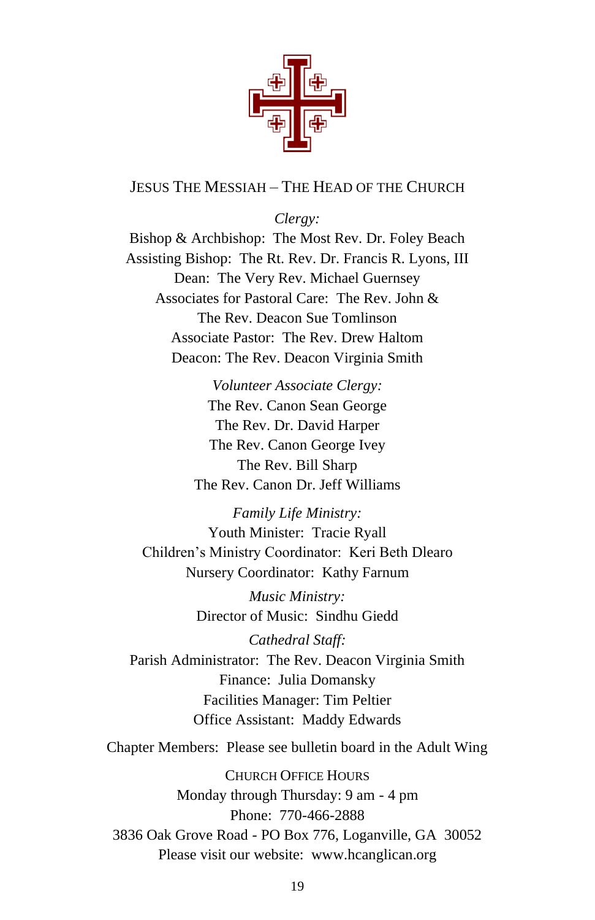## Jesus the Messiah – The Head of the Church

*Clergy:*

Bishop & Archbishop: The Most Rev. Dr. Foley Beach
Assisting Bishop: The Rt. Rev. Dr. Francis R. Lyons, III
Dean: The Very Rev. Michael Guernsey
Associates for Pastoral Care: The Rev. John &
The Rev. Deacon Sue Tomlinson
Associate Pastor: The Rev. Drew Haltom
Deacon: The Rev. Deacon Virginia Smith

*Volunteer Associate Clergy:*

The Rev. Canon Sean George
The Rev. Dr. David Harper
The Rev. Canon George Ivey
The Rev. Bill Sharp
The Rev. Canon Dr. Jeff Williams

*Family Life Ministry:*

Youth Minister: Tracie Ryall
Children's Ministry Coordinator: Keri Beth Dlearo
Nursery Coordinator: Kathy Farnum

*Music Ministry:*

Director of Music: Sindhu Giedd

*Cathedral Staff:*

Parish Administrator: The Rev. Deacon Virginia Smith
Finance: Julia Domansky
Facilities Manager: Tim Peltier
Office Assistant: Maddy Edwards

Chapter Members: Please see bulletin board in the Adult Wing

### Church Office Hours

Monday through Thursday: 9 am - 4 pm
Phone: 770-466-2888
3836 Oak Grove Road - PO Box 776, Loganville, GA 30052
Please visit our website: www.hcanglican.org